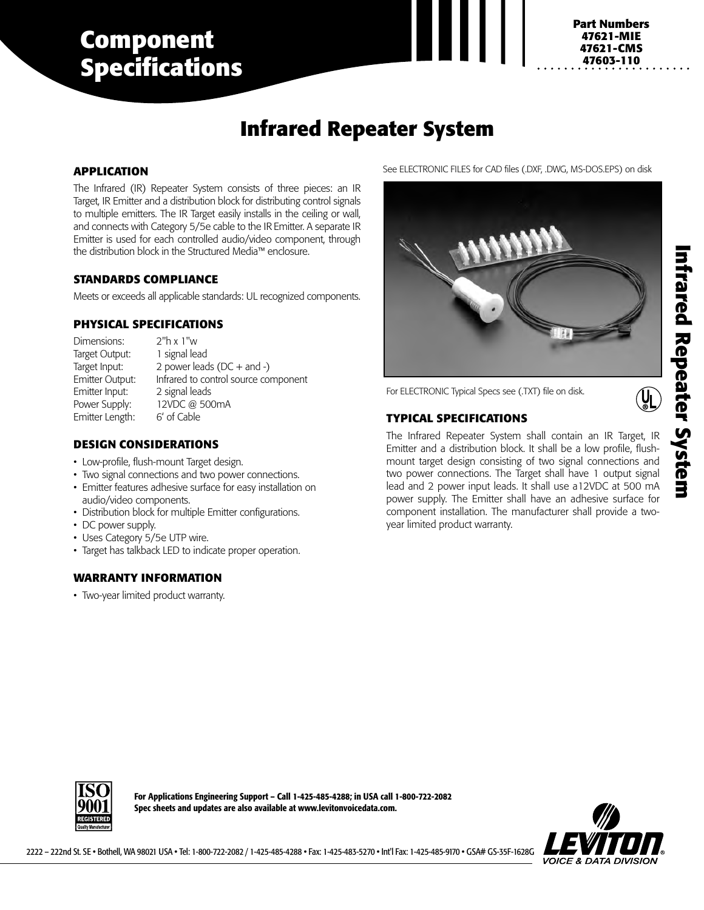# Component Specifications

**Part Numbers**
**47621-MIE**
**47621-CMS**
**47603-110**

# Infrared Repeater System

## APPLICATION

The Infrared (IR) Repeater System consists of three pieces: an IR Target, IR Emitter and a distribution block for distributing control signals to multiple emitters. The IR Target easily installs in the ceiling or wall, and connects with Category 5/5e cable to the IR Emitter. A separate IR Emitter is used for each controlled audio/video component, through the distribution block in the Structured Media™ enclosure.

## STANDARDS COMPLIANCE

Meets or exceeds all applicable standards: UL recognized components.

## PHYSICAL SPECIFICATIONS

| | |
|---|---|
| Dimensions: | 2"h x 1"w |
| Target Output: | 1 signal lead |
| Target Input: | 2 power leads (DC + and -) |
| Emitter Output: | Infrared to control source component |
| Emitter Input: | 2 signal leads |
| Power Supply: | 12VDC @ 500mA |
| Emitter Length: | 6' of Cable |

## DESIGN CONSIDERATIONS

- Low-profile, flush-mount Target design.
- Two signal connections and two power connections.
- Emitter features adhesive surface for easy installation on audio/video components.
- Distribution block for multiple Emitter configurations.
- DC power supply.
- Uses Category 5/5e UTP wire.
- Target has talkback LED to indicate proper operation.

## WARRANTY INFORMATION

- Two-year limited product warranty.

See ELECTRONIC FILES for CAD files (.DXF, .DWG, MS-DOS.EPS) on disk

For ELECTRONIC Typical Specs see (.TXT) file on disk.

## TYPICAL SPECIFICATIONS

The Infrared Repeater System shall contain an IR Target, IR Emitter and a distribution block. It shall be a low profile, flush-mount target design consisting of two signal connections and two power connections. The Target shall have 1 output signal lead and 2 power input leads. It shall use a12VDC at 500 mA power supply. The Emitter shall have an adhesive surface for component installation. The manufacturer shall provide a two-year limited product warranty.

**For Applications Engineering Support – Call 1-425-485-4288; in USA call 1-800-722-2082**
**Spec sheets and updates are also available at www.levitonvoicedata.com.**

2222 – 222nd St. SE • Bothell, WA 98021 USA • Tel: 1-800-722-2082 / 1-425-485-4288 • Fax: 1-425-483-5270 • Int'l Fax: 1-425-485-9170 • GSA# GS-35F-1628G

LEVITON VOICE & DATA DIVISION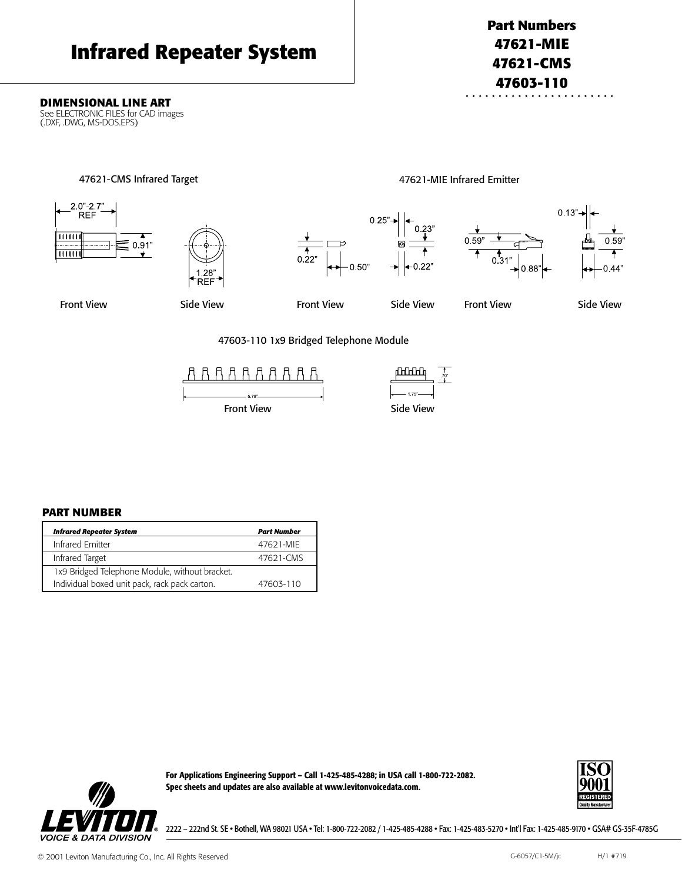# Infrared Repeater System

**Part Numbers**
**47621-MIE**
**47621-CMS**
**47603-110**

## DIMENSIONAL LINE ART

See ELECTRONIC FILES for CAD images
(.DXF, .DWG, MS-DOS.EPS)

47621-CMS Infrared Target

2.0"-2.7"
REF
0.91"
1.28"
REF

Front View
Side View

47621-MIE Infrared Emitter

0.25"
0.23"
0.22"
0.50"
0.22"
0.13"
0.59"
0.31"
0.88"
0.59"
0.44"

Front View
Side View
Front View
Side View

47603-110 1x9 Bridged Telephone Module

5.78"
.70"
1.75"

Front View
Side View

## PART NUMBER

| *Infrared Repeater System* | *Part Number* |
|---|---|
| Infrared Emitter | 47621-MIE |
| Infrared Target | 47621-CMS |
| 1x9 Bridged Telephone Module, without bracket. Individual boxed unit pack, rack pack carton. | 47603-110 |

**For Applications Engineering Support – Call 1-425-485-4288; in USA call 1-800-722-2082.**
**Spec sheets and updates are also available at www.levitonvoicedata.com.**

LEVITON® VOICE & DATA DIVISION

ISO 9001 REGISTERED Quality Manufacturer

2222 – 222nd St. SE • Bothell, WA 98021 USA • Tel: 1-800-722-2082 / 1-425-485-4288 • Fax: 1-425-483-5270 • Int'l Fax: 1-425-485-9170 • GSA# GS-35F-4785G

© 2001 Leviton Manufacturing Co., Inc. All Rights Reserved

G-6057/C1-5M/jc H/1 #719